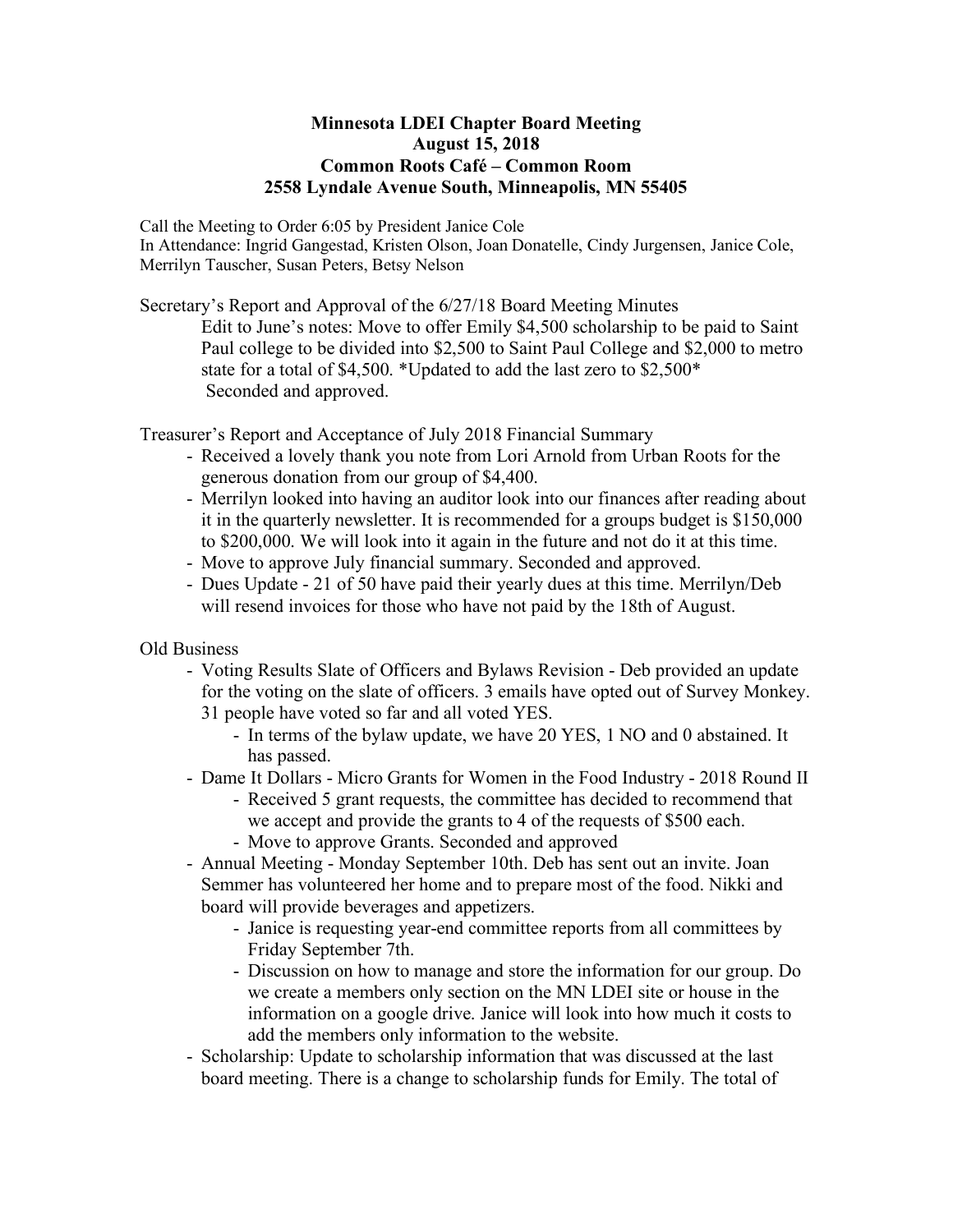**Minnesota LDEI Chapter Board Meeting**
**August 15, 2018**
**Common Roots Café – Common Room**
**2558 Lyndale Avenue South, Minneapolis, MN 55405**

Call the Meeting to Order 6:05 by President Janice Cole
In Attendance: Ingrid Gangestad, Kristen Olson, Joan Donatelle, Cindy Jurgensen, Janice Cole, Merrilyn Tauscher, Susan Peters, Betsy Nelson

Secretary's Report and Approval of the 6/27/18 Board Meeting Minutes

Edit to June's notes: Move to offer Emily $4,500 scholarship to be paid to Saint Paul college to be divided into $2,500 to Saint Paul College and $2,000 to metro state for a total of $4,500. *Updated to add the last zero to $2,500*
Seconded and approved.

Treasurer's Report and Acceptance of July 2018 Financial Summary

- Received a lovely thank you note from Lori Arnold from Urban Roots for the generous donation from our group of $4,400.
- Merrilyn looked into having an auditor look into our finances after reading about it in the quarterly newsletter. It is recommended for a groups budget is $150,000 to $200,000. We will look into it again in the future and not do it at this time.
- Move to approve July financial summary. Seconded and approved.
- Dues Update - 21 of 50 have paid their yearly dues at this time. Merrilyn/Deb will resend invoices for those who have not paid by the 18th of August.

Old Business

- Voting Results Slate of Officers and Bylaws Revision - Deb provided an update for the voting on the slate of officers. 3 emails have opted out of Survey Monkey. 31 people have voted so far and all voted YES.
  - In terms of the bylaw update, we have 20 YES, 1 NO and 0 abstained. It has passed.
- Dame It Dollars - Micro Grants for Women in the Food Industry - 2018 Round II
  - Received 5 grant requests, the committee has decided to recommend that we accept and provide the grants to 4 of the requests of $500 each.
  - Move to approve Grants. Seconded and approved
- Annual Meeting - Monday September 10th. Deb has sent out an invite. Joan Semmer has volunteered her home and to prepare most of the food. Nikki and board will provide beverages and appetizers.
  - Janice is requesting year-end committee reports from all committees by Friday September 7th.
  - Discussion on how to manage and store the information for our group. Do we create a members only section on the MN LDEI site or house in the information on a google drive. Janice will look into how much it costs to add the members only information to the website.
- Scholarship: Update to scholarship information that was discussed at the last board meeting. There is a change to scholarship funds for Emily. The total of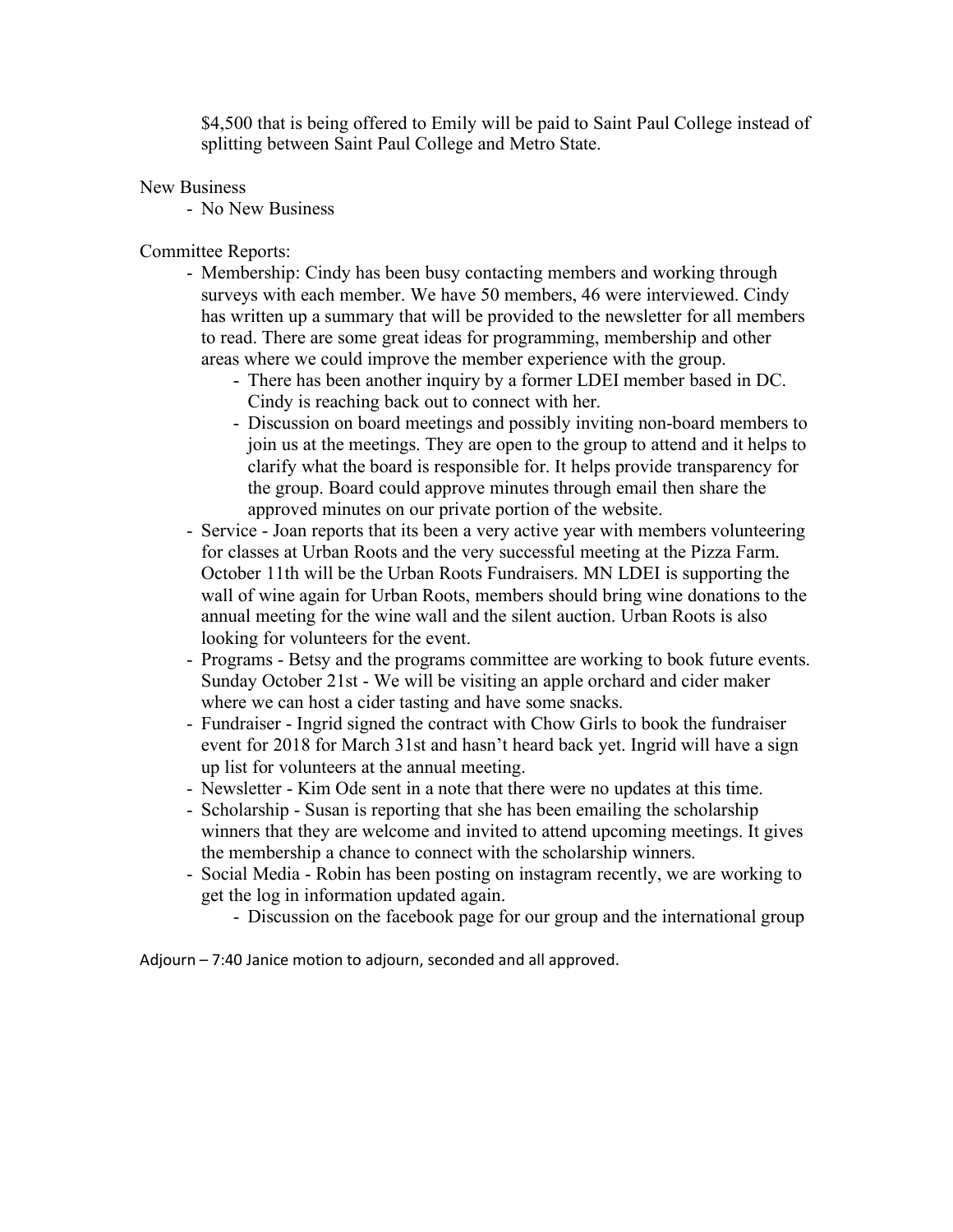$4,500 that is being offered to Emily will be paid to Saint Paul College instead of splitting between Saint Paul College and Metro State.

New Business

- No New Business

Committee Reports:

- Membership: Cindy has been busy contacting members and working through surveys with each member. We have 50 members, 46 were interviewed. Cindy has written up a summary that will be provided to the newsletter for all members to read. There are some great ideas for programming, membership and other areas where we could improve the member experience with the group.
    - There has been another inquiry by a former LDEI member based in DC. Cindy is reaching back out to connect with her.
    - Discussion on board meetings and possibly inviting non-board members to join us at the meetings. They are open to the group to attend and it helps to clarify what the board is responsible for. It helps provide transparency for the group. Board could approve minutes through email then share the approved minutes on our private portion of the website.
- Service - Joan reports that its been a very active year with members volunteering for classes at Urban Roots and the very successful meeting at the Pizza Farm. October 11th will be the Urban Roots Fundraisers. MN LDEI is supporting the wall of wine again for Urban Roots, members should bring wine donations to the annual meeting for the wine wall and the silent auction. Urban Roots is also looking for volunteers for the event.
- Programs - Betsy and the programs committee are working to book future events. Sunday October 21st - We will be visiting an apple orchard and cider maker where we can host a cider tasting and have some snacks.
- Fundraiser - Ingrid signed the contract with Chow Girls to book the fundraiser event for 2018 for March 31st and hasn't heard back yet. Ingrid will have a sign up list for volunteers at the annual meeting.
- Newsletter - Kim Ode sent in a note that there were no updates at this time.
- Scholarship - Susan is reporting that she has been emailing the scholarship winners that they are welcome and invited to attend upcoming meetings. It gives the membership a chance to connect with the scholarship winners.
- Social Media - Robin has been posting on instagram recently, we are working to get the log in information updated again.
    - Discussion on the facebook page for our group and the international group

Adjourn – 7:40 Janice motion to adjourn, seconded and all approved.